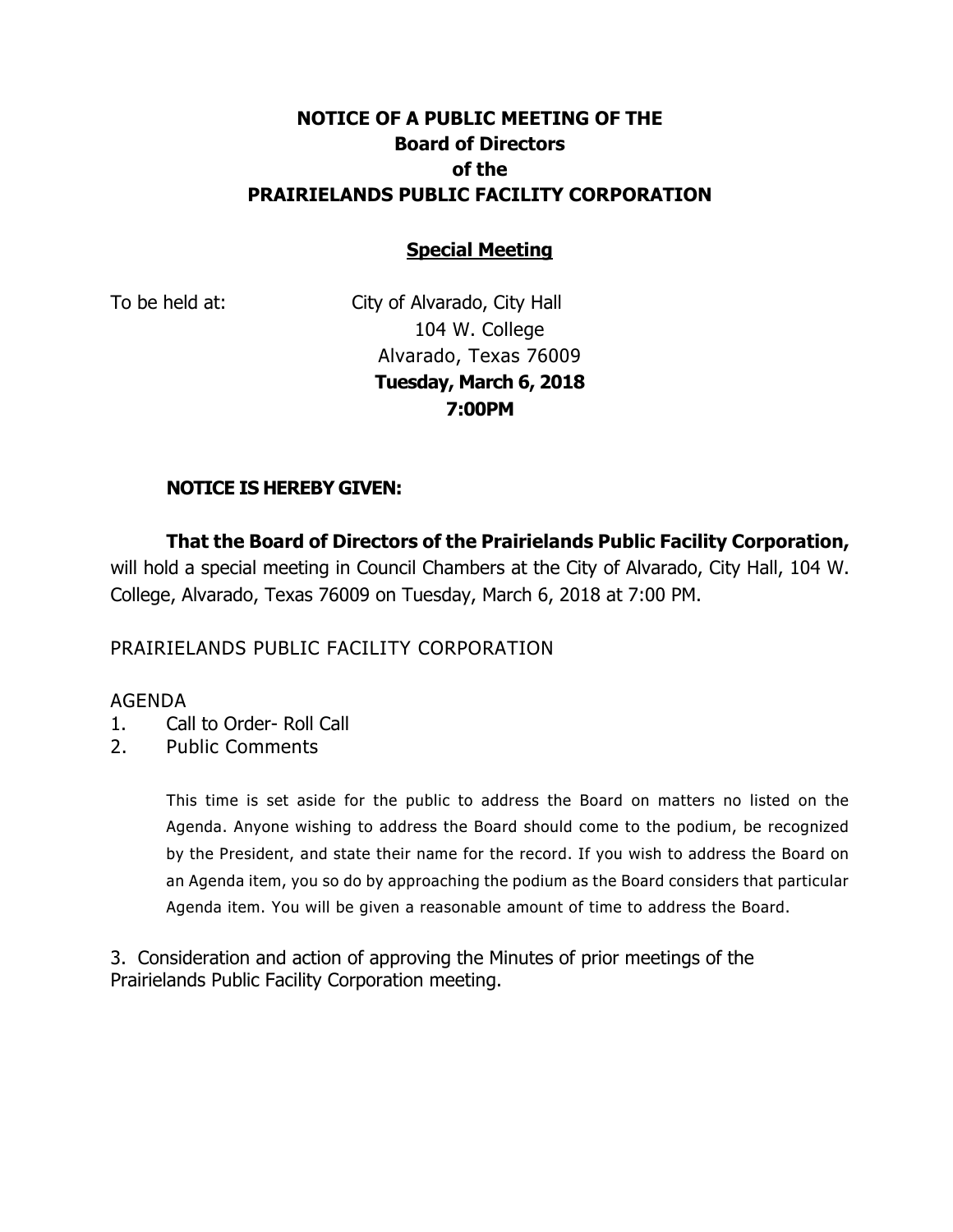# NOTICE OF A PUBLIC MEETING OF THE
# Board of Directors
# of the
# PRAIRIELANDS PUBLIC FACILITY CORPORATION

## Special Meeting

To be held at: City of Alvarado, City Hall
104 W. College
Alvarado, Texas 76009
**Tuesday, March 6, 2018**
**7:00PM**

**NOTICE IS HEREBY GIVEN:**

**That the Board of Directors of the Prairielands Public Facility Corporation,** will hold a special meeting in Council Chambers at the City of Alvarado, City Hall, 104 W. College, Alvarado, Texas 76009 on Tuesday, March 6, 2018 at 7:00 PM.

PRAIRIELANDS PUBLIC FACILITY CORPORATION

AGENDA

1. Call to Order- Roll Call
2. Public Comments

   This time is set aside for the public to address the Board on matters no listed on the Agenda. Anyone wishing to address the Board should come to the podium, be recognized by the President, and state their name for the record. If you wish to address the Board on an Agenda item, you so do by approaching the podium as the Board considers that particular Agenda item. You will be given a reasonable amount of time to address the Board.

3. Consideration and action of approving the Minutes of prior meetings of the Prairielands Public Facility Corporation meeting.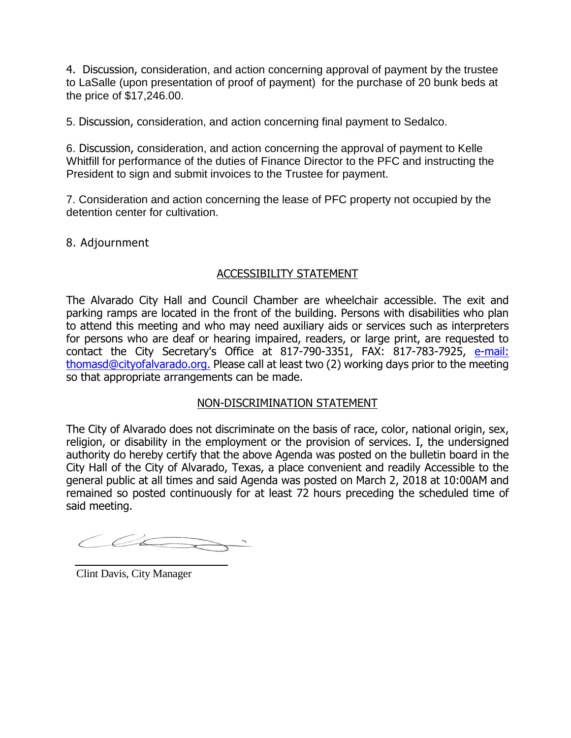4. Discussion, consideration, and action concerning approval of payment by the trustee to LaSalle (upon presentation of proof of payment) for the purchase of 20 bunk beds at the price of $17,246.00.

5. Discussion, consideration, and action concerning final payment to Sedalco.

6. Discussion, consideration, and action concerning the approval of payment to Kelle Whitfill for performance of the duties of Finance Director to the PFC and instructing the President to sign and submit invoices to the Trustee for payment.

7. Consideration and action concerning the lease of PFC property not occupied by the detention center for cultivation.

8. Adjournment

## ACCESSIBILITY STATEMENT

The Alvarado City Hall and Council Chamber are wheelchair accessible. The exit and parking ramps are located in the front of the building. Persons with disabilities who plan to attend this meeting and who may need auxiliary aids or services such as interpreters for persons who are deaf or hearing impaired, readers, or large print, are requested to contact the City Secretary's Office at 817-790-3351, FAX: 817-783-7925, e-mail: thomasd@cityofalvarado.org. Please call at least two (2) working days prior to the meeting so that appropriate arrangements can be made.

## NON-DISCRIMINATION STATEMENT

The City of Alvarado does not discriminate on the basis of race, color, national origin, sex, religion, or disability in the employment or the provision of services. I, the undersigned authority do hereby certify that the above Agenda was posted on the bulletin board in the City Hall of the City of Alvarado, Texas, a place convenient and readily Accessible to the general public at all times and said Agenda was posted on March 2, 2018 at 10:00AM and remained so posted continuously for at least 72 hours preceding the scheduled time of said meeting.

Clint Davis, City Manager